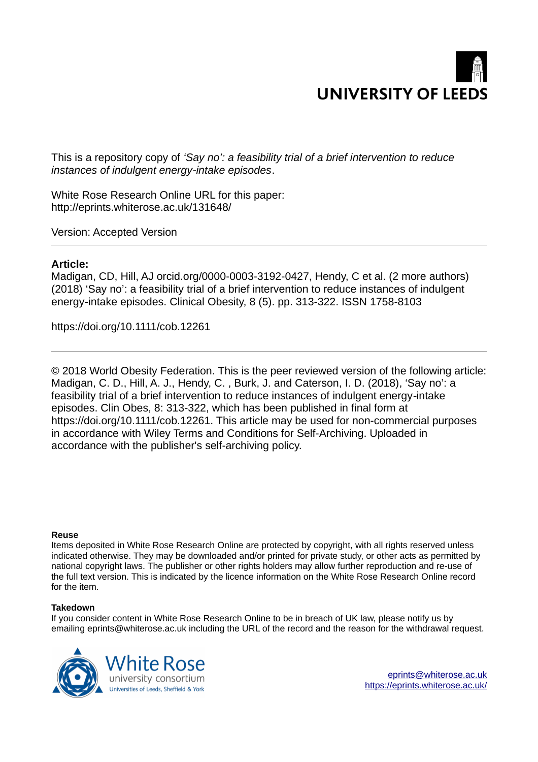UNIVERSITY OF LEEDS

This is a repository copy of *'Say no': a feasibility trial of a brief intervention to reduce instances of indulgent energy-intake episodes*.

White Rose Research Online URL for this paper:
http://eprints.whiterose.ac.uk/131648/

Version: Accepted Version

---

**Article:**

Madigan, CD, Hill, AJ orcid.org/0000-0003-3192-0427, Hendy, C et al. (2 more authors) (2018) 'Say no': a feasibility trial of a brief intervention to reduce instances of indulgent energy-intake episodes. Clinical Obesity, 8 (5). pp. 313-322. ISSN 1758-8103

https://doi.org/10.1111/cob.12261

---

© 2018 World Obesity Federation. This is the peer reviewed version of the following article: Madigan, C. D., Hill, A. J., Hendy, C. , Burk, J. and Caterson, I. D. (2018), 'Say no': a feasibility trial of a brief intervention to reduce instances of indulgent energy-intake episodes. Clin Obes, 8: 313-322, which has been published in final form at https://doi.org/10.1111/cob.12261. This article may be used for non-commercial purposes in accordance with Wiley Terms and Conditions for Self-Archiving. Uploaded in accordance with the publisher's self-archiving policy.

**Reuse**

Items deposited in White Rose Research Online are protected by copyright, with all rights reserved unless indicated otherwise. They may be downloaded and/or printed for private study, or other acts as permitted by national copyright laws. The publisher or other rights holders may allow further reproduction and re-use of the full text version. This is indicated by the licence information on the White Rose Research Online record for the item.

**Takedown**

If you consider content in White Rose Research Online to be in breach of UK law, please notify us by emailing eprints@whiterose.ac.uk including the URL of the record and the reason for the withdrawal request.

White Rose university consortium
Universities of Leeds, Sheffield & York

eprints@whiterose.ac.uk
https://eprints.whiterose.ac.uk/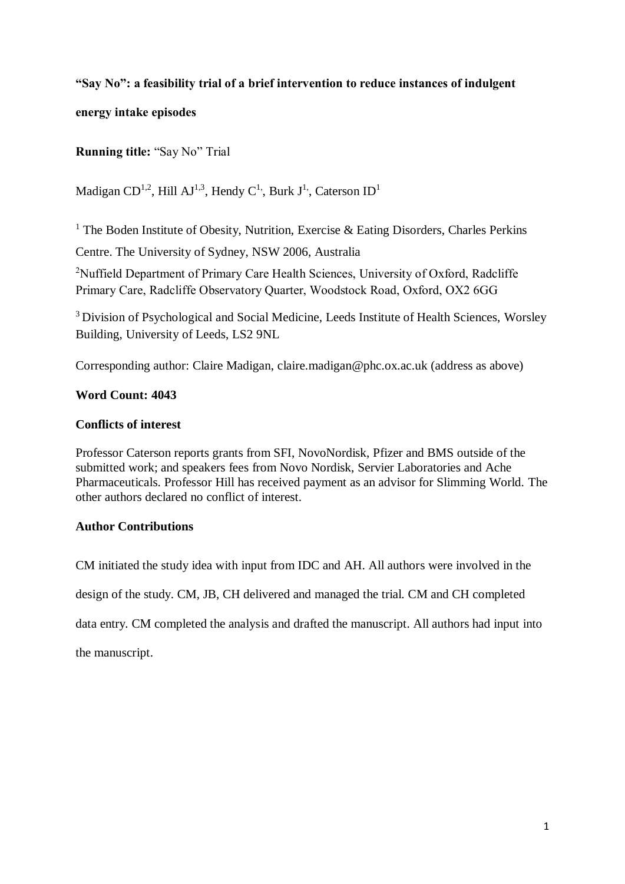**"Say No": a feasibility trial of a brief intervention to reduce instances of indulgent energy intake episodes**

**Running title:** "Say No" Trial

Madigan CD[1,2], Hill AJ[1,3], Hendy C[1], Burk J[1], Caterson ID[1]

[1] The Boden Institute of Obesity, Nutrition, Exercise & Eating Disorders, Charles Perkins Centre. The University of Sydney, NSW 2006, Australia

[2] Nuffield Department of Primary Care Health Sciences, University of Oxford, Radcliffe Primary Care, Radcliffe Observatory Quarter, Woodstock Road, Oxford, OX2 6GG

[3] Division of Psychological and Social Medicine, Leeds Institute of Health Sciences, Worsley Building, University of Leeds, LS2 9NL

Corresponding author: Claire Madigan, claire.madigan@phc.ox.ac.uk (address as above)

**Word Count: 4043**

**Conflicts of interest**

Professor Caterson reports grants from SFI, NovoNordisk, Pfizer and BMS outside of the submitted work; and speakers fees from Novo Nordisk, Servier Laboratories and Ache Pharmaceuticals. Professor Hill has received payment as an advisor for Slimming World. The other authors declared no conflict of interest.

**Author Contributions**

CM initiated the study idea with input from IDC and AH. All authors were involved in the design of the study. CM, JB, CH delivered and managed the trial. CM and CH completed data entry. CM completed the analysis and drafted the manuscript. All authors had input into the manuscript.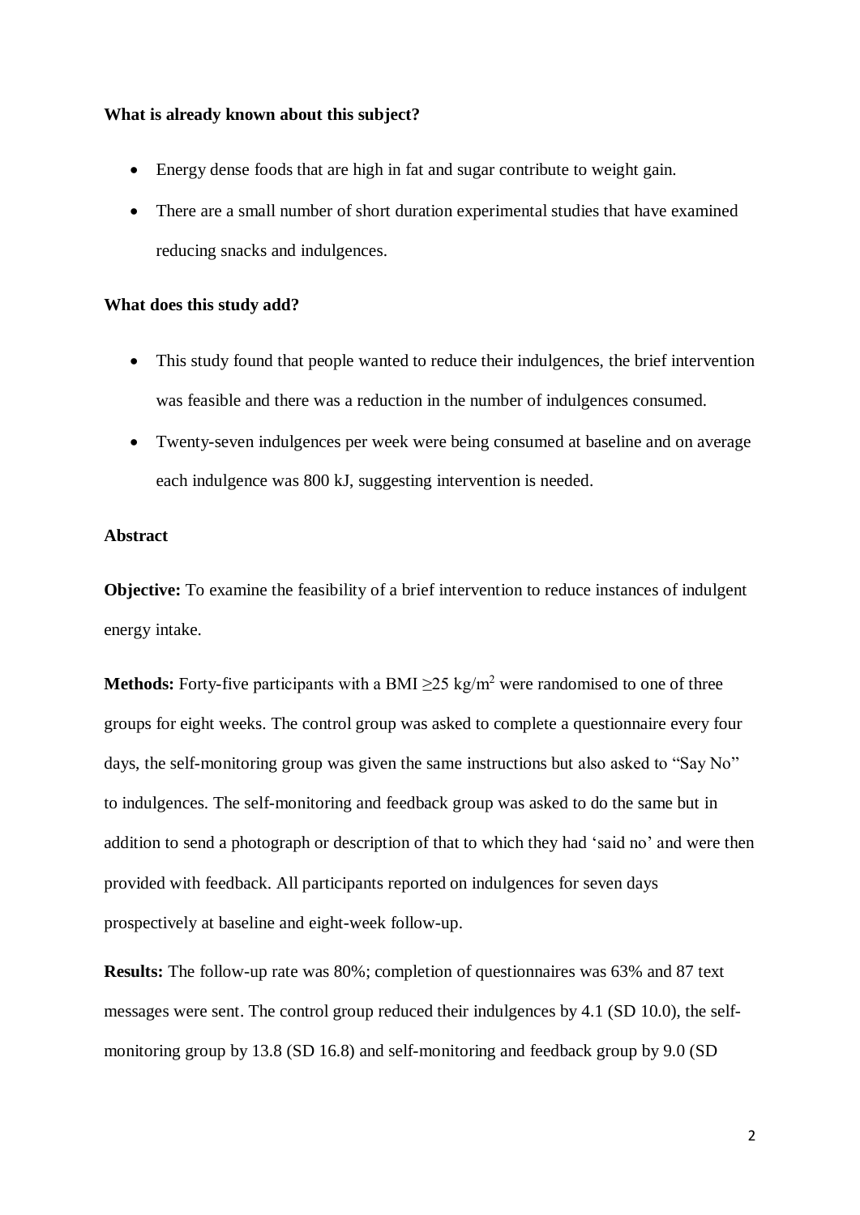**What is already known about this subject?**

- Energy dense foods that are high in fat and sugar contribute to weight gain.
- There are a small number of short duration experimental studies that have examined reducing snacks and indulgences.

**What does this study add?**

- This study found that people wanted to reduce their indulgences, the brief intervention was feasible and there was a reduction in the number of indulgences consumed.
- Twenty-seven indulgences per week were being consumed at baseline and on average each indulgence was 800 kJ, suggesting intervention is needed.

**Abstract**

**Objective:** To examine the feasibility of a brief intervention to reduce instances of indulgent energy intake.

**Methods:** Forty-five participants with a BMI $\geq 25$ kg/m$^2$ were randomised to one of three groups for eight weeks. The control group was asked to complete a questionnaire every four days, the self-monitoring group was given the same instructions but also asked to "Say No" to indulgences. The self-monitoring and feedback group was asked to do the same but in addition to send a photograph or description of that to which they had 'said no' and were then provided with feedback. All participants reported on indulgences for seven days prospectively at baseline and eight-week follow-up.

**Results:** The follow-up rate was 80%; completion of questionnaires was 63% and 87 text messages were sent. The control group reduced their indulgences by 4.1 (SD 10.0), the self-monitoring group by 13.8 (SD 16.8) and self-monitoring and feedback group by 9.0 (SD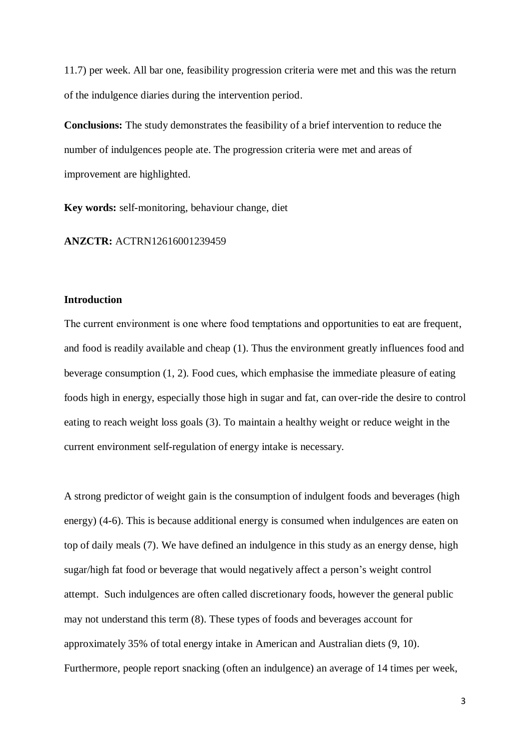11.7) per week. All bar one, feasibility progression criteria were met and this was the return of the indulgence diaries during the intervention period.

**Conclusions:** The study demonstrates the feasibility of a brief intervention to reduce the number of indulgences people ate. The progression criteria were met and areas of improvement are highlighted.

**Key words:** self-monitoring, behaviour change, diet

**ANZCTR:** ACTRN12616001239459

## Introduction

The current environment is one where food temptations and opportunities to eat are frequent, and food is readily available and cheap (1). Thus the environment greatly influences food and beverage consumption (1, 2). Food cues, which emphasise the immediate pleasure of eating foods high in energy, especially those high in sugar and fat, can over-ride the desire to control eating to reach weight loss goals (3). To maintain a healthy weight or reduce weight in the current environment self-regulation of energy intake is necessary.

A strong predictor of weight gain is the consumption of indulgent foods and beverages (high energy) (4-6). This is because additional energy is consumed when indulgences are eaten on top of daily meals (7). We have defined an indulgence in this study as an energy dense, high sugar/high fat food or beverage that would negatively affect a person's weight control attempt. Such indulgences are often called discretionary foods, however the general public may not understand this term (8). These types of foods and beverages account for approximately 35% of total energy intake in American and Australian diets (9, 10). Furthermore, people report snacking (often an indulgence) an average of 14 times per week,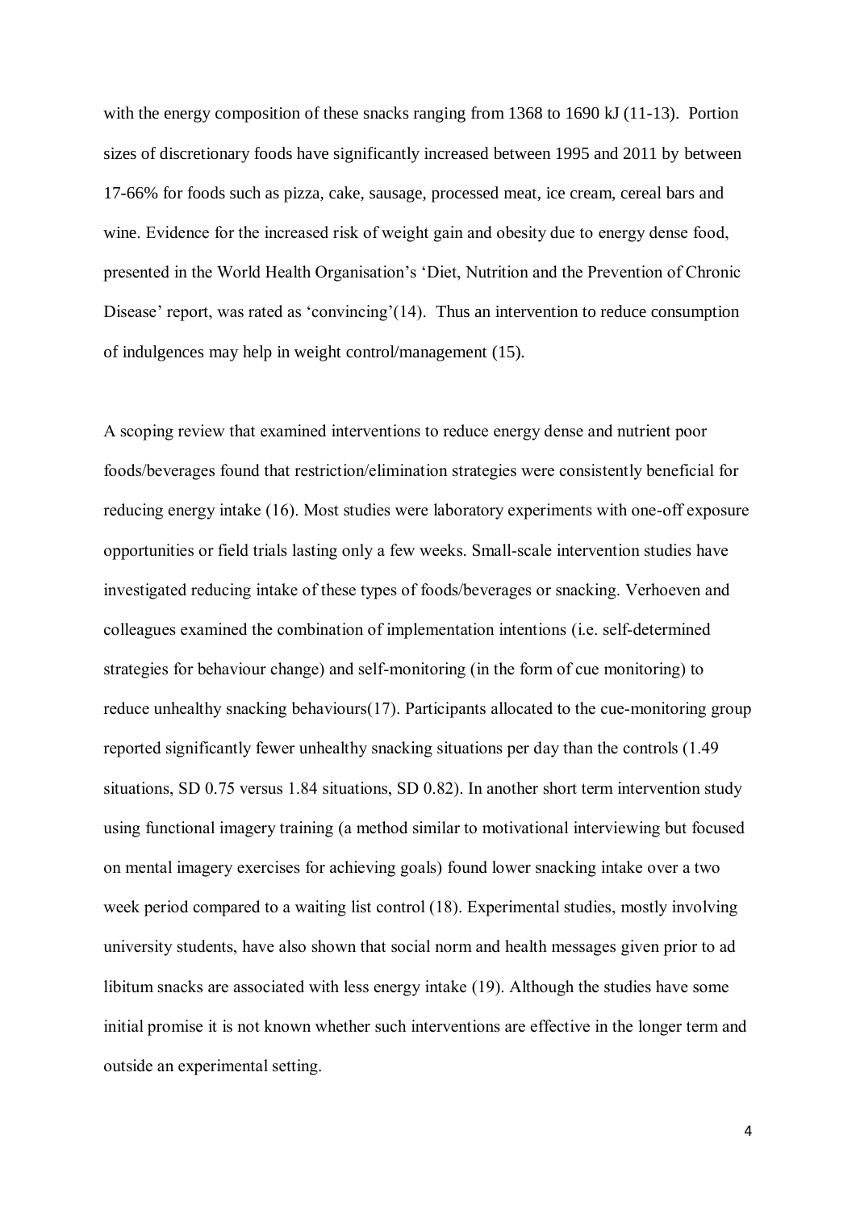with the energy composition of these snacks ranging from 1368 to 1690 kJ (11-13). Portion sizes of discretionary foods have significantly increased between 1995 and 2011 by between 17-66% for foods such as pizza, cake, sausage, processed meat, ice cream, cereal bars and wine. Evidence for the increased risk of weight gain and obesity due to energy dense food, presented in the World Health Organisation's 'Diet, Nutrition and the Prevention of Chronic Disease' report, was rated as 'convincing'(14). Thus an intervention to reduce consumption of indulgences may help in weight control/management (15).

A scoping review that examined interventions to reduce energy dense and nutrient poor foods/beverages found that restriction/elimination strategies were consistently beneficial for reducing energy intake (16). Most studies were laboratory experiments with one-off exposure opportunities or field trials lasting only a few weeks. Small-scale intervention studies have investigated reducing intake of these types of foods/beverages or snacking. Verhoeven and colleagues examined the combination of implementation intentions (i.e. self-determined strategies for behaviour change) and self-monitoring (in the form of cue monitoring) to reduce unhealthy snacking behaviours(17). Participants allocated to the cue-monitoring group reported significantly fewer unhealthy snacking situations per day than the controls (1.49 situations, SD 0.75 versus 1.84 situations, SD 0.82). In another short term intervention study using functional imagery training (a method similar to motivational interviewing but focused on mental imagery exercises for achieving goals) found lower snacking intake over a two week period compared to a waiting list control (18). Experimental studies, mostly involving university students, have also shown that social norm and health messages given prior to ad libitum snacks are associated with less energy intake (19). Although the studies have some initial promise it is not known whether such interventions are effective in the longer term and outside an experimental setting.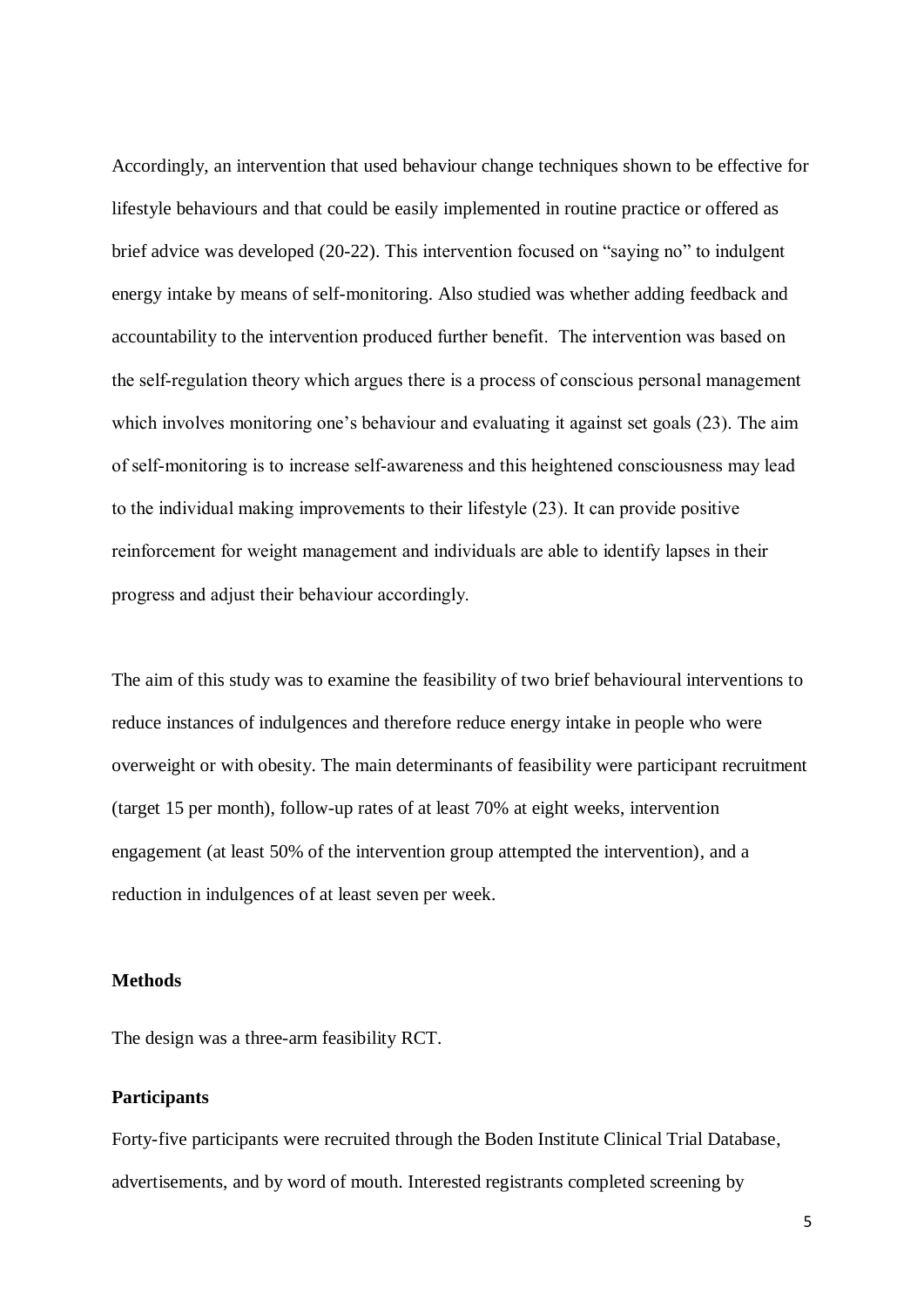Accordingly, an intervention that used behaviour change techniques shown to be effective for lifestyle behaviours and that could be easily implemented in routine practice or offered as brief advice was developed (20-22). This intervention focused on "saying no" to indulgent energy intake by means of self-monitoring. Also studied was whether adding feedback and accountability to the intervention produced further benefit. The intervention was based on the self-regulation theory which argues there is a process of conscious personal management which involves monitoring one's behaviour and evaluating it against set goals (23). The aim of self-monitoring is to increase self-awareness and this heightened consciousness may lead to the individual making improvements to their lifestyle (23). It can provide positive reinforcement for weight management and individuals are able to identify lapses in their progress and adjust their behaviour accordingly.

The aim of this study was to examine the feasibility of two brief behavioural interventions to reduce instances of indulgences and therefore reduce energy intake in people who were overweight or with obesity. The main determinants of feasibility were participant recruitment (target 15 per month), follow-up rates of at least 70% at eight weeks, intervention engagement (at least 50% of the intervention group attempted the intervention), and a reduction in indulgences of at least seven per week.

## Methods

The design was a three-arm feasibility RCT.

### Participants

Forty-five participants were recruited through the Boden Institute Clinical Trial Database, advertisements, and by word of mouth. Interested registrants completed screening by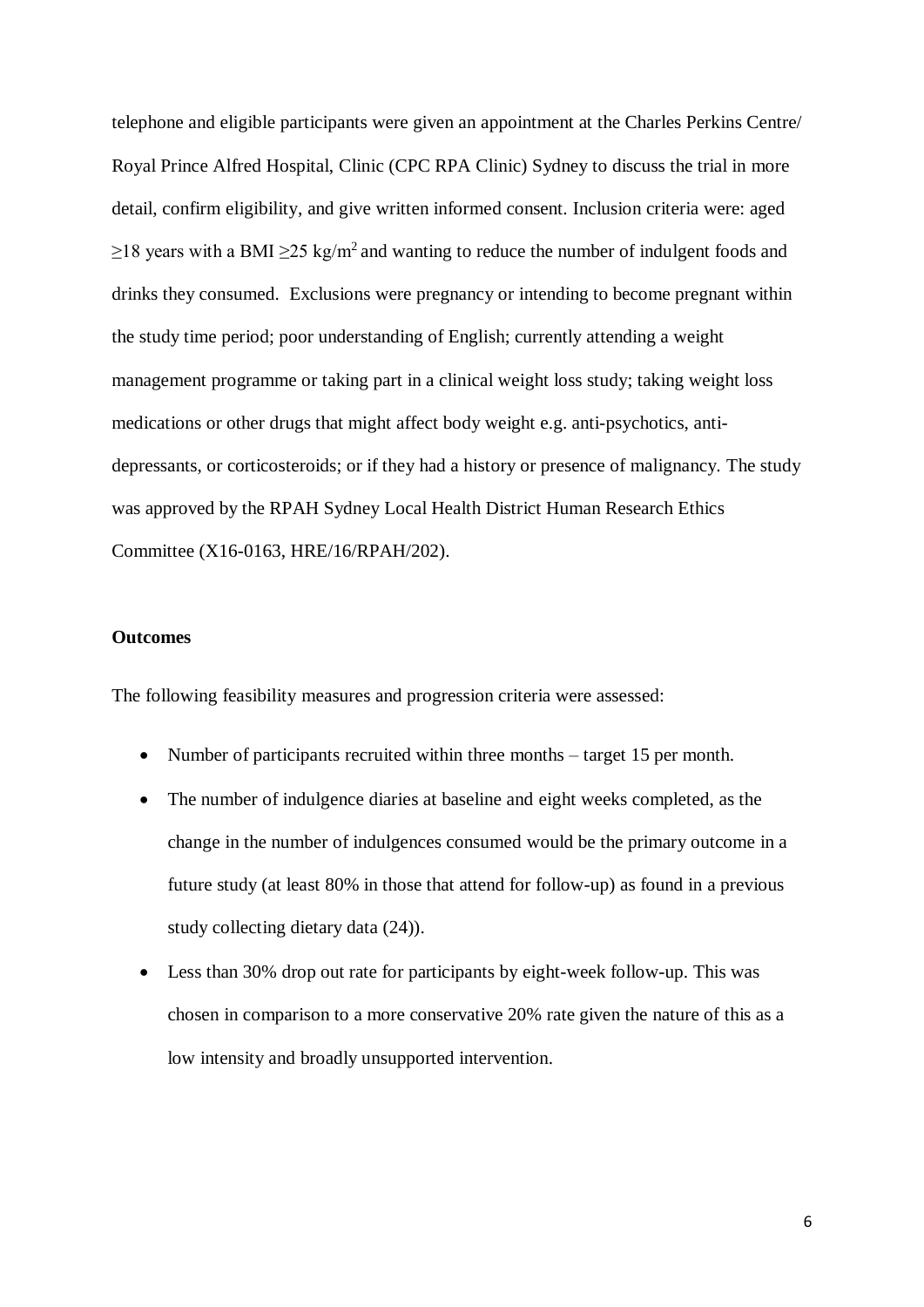telephone and eligible participants were given an appointment at the Charles Perkins Centre/ Royal Prince Alfred Hospital, Clinic (CPC RPA Clinic) Sydney to discuss the trial in more detail, confirm eligibility, and give written informed consent. Inclusion criteria were: aged ≥18 years with a BMI ≥25 kg/m$^2$ and wanting to reduce the number of indulgent foods and drinks they consumed. Exclusions were pregnancy or intending to become pregnant within the study time period; poor understanding of English; currently attending a weight management programme or taking part in a clinical weight loss study; taking weight loss medications or other drugs that might affect body weight e.g. anti-psychotics, anti-depressants, or corticosteroids; or if they had a history or presence of malignancy. The study was approved by the RPAH Sydney Local Health District Human Research Ethics Committee (X16-0163, HRE/16/RPAH/202).

**Outcomes**

The following feasibility measures and progression criteria were assessed:

- Number of participants recruited within three months – target 15 per month.
- The number of indulgence diaries at baseline and eight weeks completed, as the change in the number of indulgences consumed would be the primary outcome in a future study (at least 80% in those that attend for follow-up) as found in a previous study collecting dietary data (24)).
- Less than 30% drop out rate for participants by eight-week follow-up. This was chosen in comparison to a more conservative 20% rate given the nature of this as a low intensity and broadly unsupported intervention.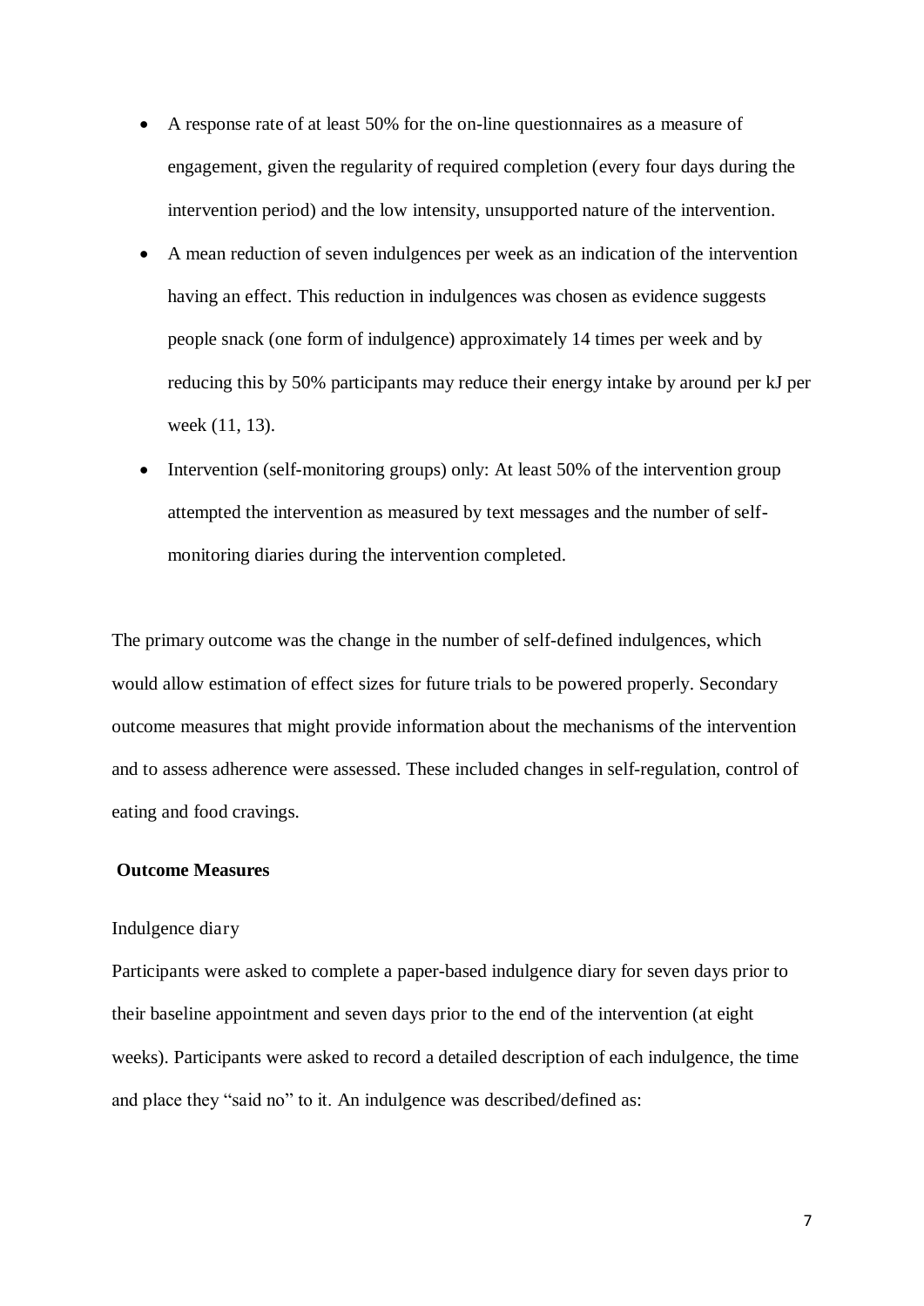- A response rate of at least 50% for the on-line questionnaires as a measure of engagement, given the regularity of required completion (every four days during the intervention period) and the low intensity, unsupported nature of the intervention.
- A mean reduction of seven indulgences per week as an indication of the intervention having an effect. This reduction in indulgences was chosen as evidence suggests people snack (one form of indulgence) approximately 14 times per week and by reducing this by 50% participants may reduce their energy intake by around per kJ per week (11, 13).
- Intervention (self-monitoring groups) only: At least 50% of the intervention group attempted the intervention as measured by text messages and the number of self-monitoring diaries during the intervention completed.

The primary outcome was the change in the number of self-defined indulgences, which would allow estimation of effect sizes for future trials to be powered properly. Secondary outcome measures that might provide information about the mechanisms of the intervention and to assess adherence were assessed. These included changes in self-regulation, control of eating and food cravings.

**Outcome Measures**

Indulgence diary

Participants were asked to complete a paper-based indulgence diary for seven days prior to their baseline appointment and seven days prior to the end of the intervention (at eight weeks). Participants were asked to record a detailed description of each indulgence, the time and place they "said no" to it. An indulgence was described/defined as: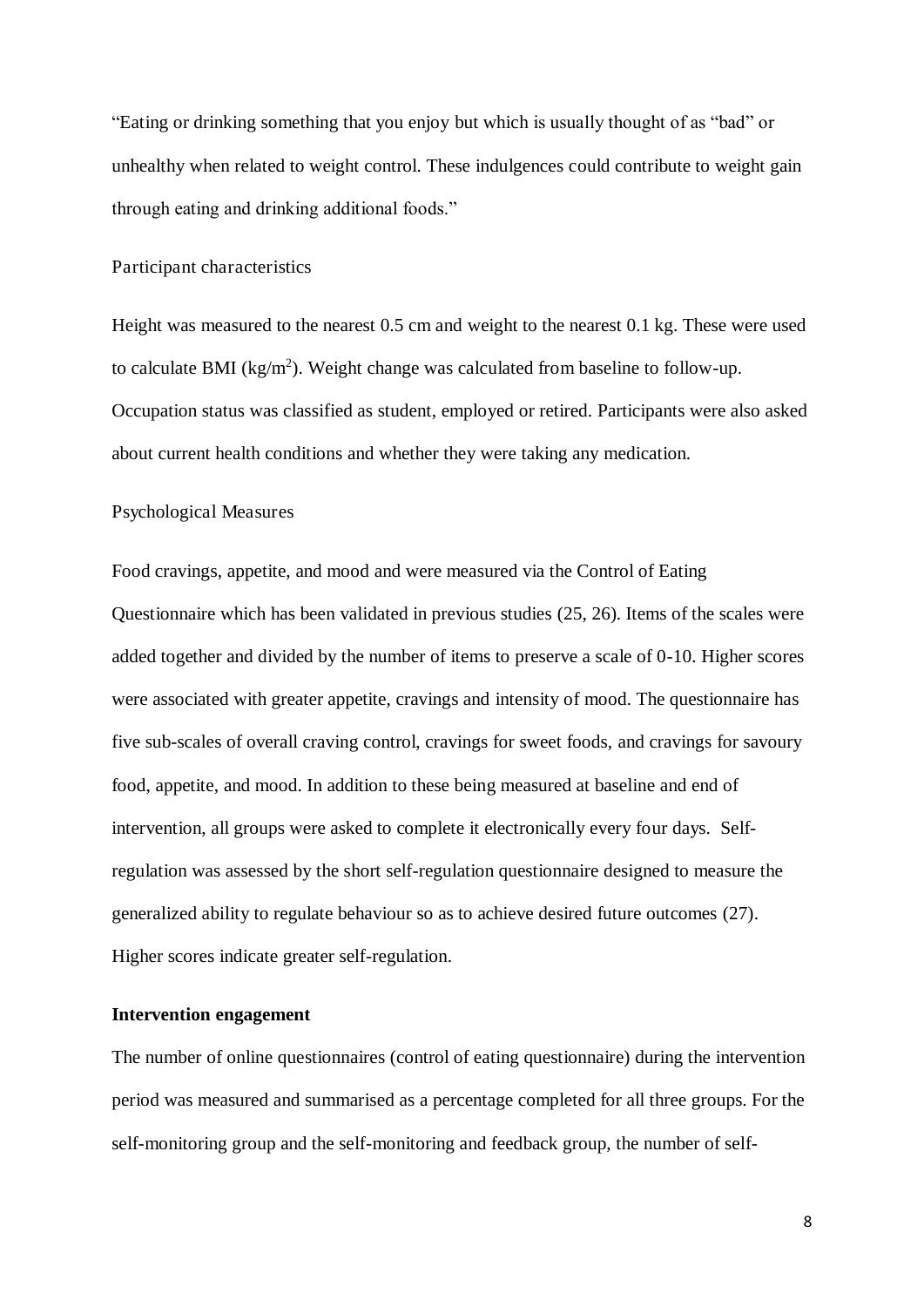"Eating or drinking something that you enjoy but which is usually thought of as "bad" or unhealthy when related to weight control. These indulgences could contribute to weight gain through eating and drinking additional foods."

### Participant characteristics

Height was measured to the nearest 0.5 cm and weight to the nearest 0.1 kg. These were used to calculate BMI (kg/m$^2$). Weight change was calculated from baseline to follow-up. Occupation status was classified as student, employed or retired. Participants were also asked about current health conditions and whether they were taking any medication.

### Psychological Measures

Food cravings, appetite, and mood and were measured via the Control of Eating Questionnaire which has been validated in previous studies (25, 26). Items of the scales were added together and divided by the number of items to preserve a scale of 0-10. Higher scores were associated with greater appetite, cravings and intensity of mood. The questionnaire has five sub-scales of overall craving control, cravings for sweet foods, and cravings for savoury food, appetite, and mood. In addition to these being measured at baseline and end of intervention, all groups were asked to complete it electronically every four days. Self-regulation was assessed by the short self-regulation questionnaire designed to measure the generalized ability to regulate behaviour so as to achieve desired future outcomes (27). Higher scores indicate greater self-regulation.

### **Intervention engagement**

The number of online questionnaires (control of eating questionnaire) during the intervention period was measured and summarised as a percentage completed for all three groups. For the self-monitoring group and the self-monitoring and feedback group, the number of self-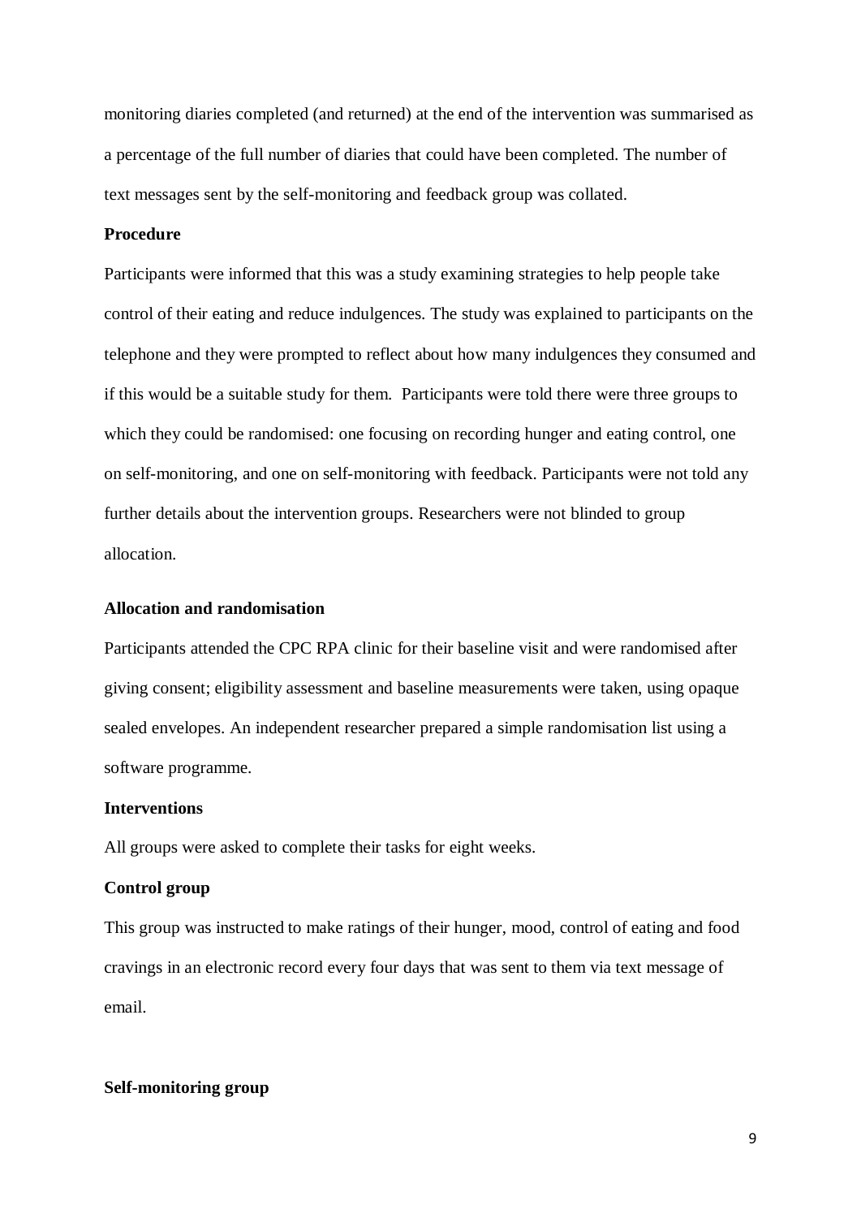monitoring diaries completed (and returned) at the end of the intervention was summarised as a percentage of the full number of diaries that could have been completed. The number of text messages sent by the self-monitoring and feedback group was collated.

**Procedure**

Participants were informed that this was a study examining strategies to help people take control of their eating and reduce indulgences. The study was explained to participants on the telephone and they were prompted to reflect about how many indulgences they consumed and if this would be a suitable study for them. Participants were told there were three groups to which they could be randomised: one focusing on recording hunger and eating control, one on self-monitoring, and one on self-monitoring with feedback. Participants were not told any further details about the intervention groups. Researchers were not blinded to group allocation.

**Allocation and randomisation**

Participants attended the CPC RPA clinic for their baseline visit and were randomised after giving consent; eligibility assessment and baseline measurements were taken, using opaque sealed envelopes. An independent researcher prepared a simple randomisation list using a software programme.

**Interventions**

All groups were asked to complete their tasks for eight weeks.

**Control group**

This group was instructed to make ratings of their hunger, mood, control of eating and food cravings in an electronic record every four days that was sent to them via text message of email.

**Self-monitoring group**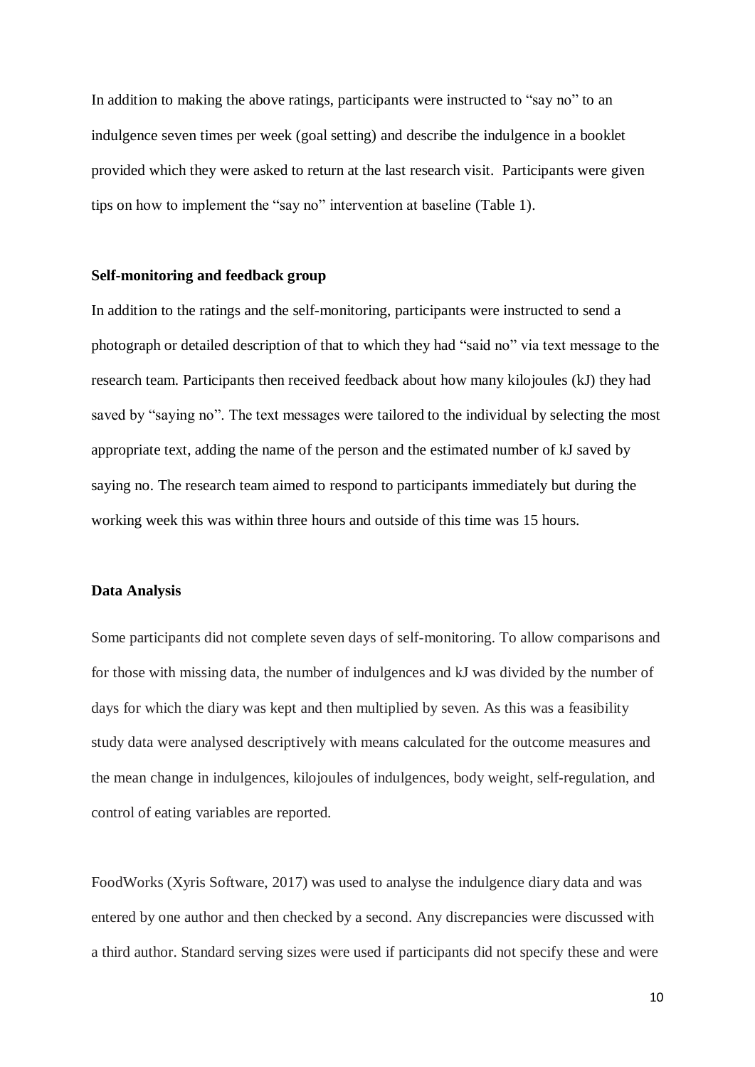In addition to making the above ratings, participants were instructed to "say no" to an indulgence seven times per week (goal setting) and describe the indulgence in a booklet provided which they were asked to return at the last research visit. Participants were given tips on how to implement the "say no" intervention at baseline (Table 1).

**Self-monitoring and feedback group**

In addition to the ratings and the self-monitoring, participants were instructed to send a photograph or detailed description of that to which they had "said no" via text message to the research team. Participants then received feedback about how many kilojoules (kJ) they had saved by "saying no". The text messages were tailored to the individual by selecting the most appropriate text, adding the name of the person and the estimated number of kJ saved by saying no. The research team aimed to respond to participants immediately but during the working week this was within three hours and outside of this time was 15 hours.

**Data Analysis**

Some participants did not complete seven days of self-monitoring. To allow comparisons and for those with missing data, the number of indulgences and kJ was divided by the number of days for which the diary was kept and then multiplied by seven. As this was a feasibility study data were analysed descriptively with means calculated for the outcome measures and the mean change in indulgences, kilojoules of indulgences, body weight, self-regulation, and control of eating variables are reported.

FoodWorks (Xyris Software, 2017) was used to analyse the indulgence diary data and was entered by one author and then checked by a second. Any discrepancies were discussed with a third author. Standard serving sizes were used if participants did not specify these and were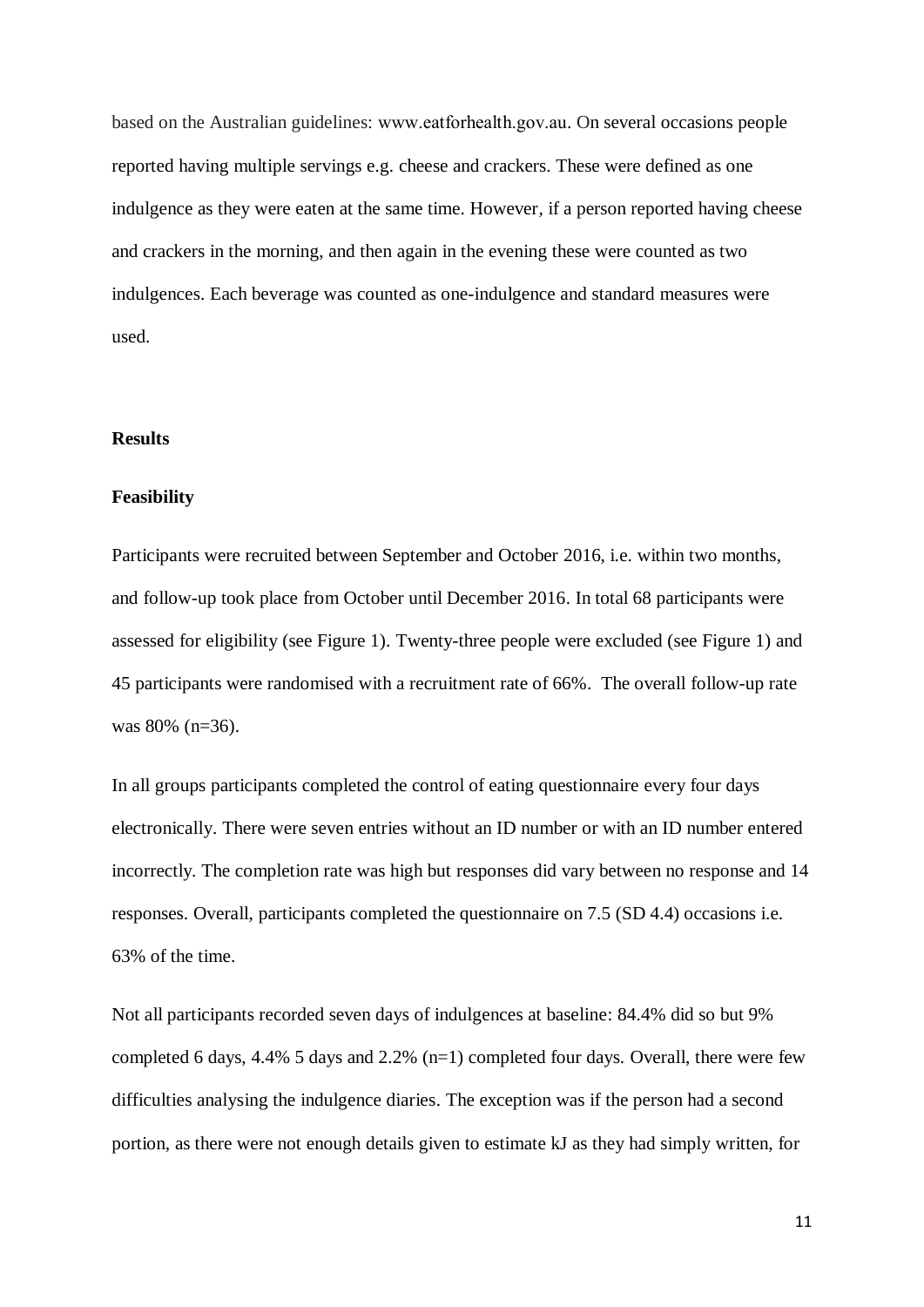based on the Australian guidelines: www.eatforhealth.gov.au. On several occasions people reported having multiple servings e.g. cheese and crackers. These were defined as one indulgence as they were eaten at the same time. However, if a person reported having cheese and crackers in the morning, and then again in the evening these were counted as two indulgences. Each beverage was counted as one-indulgence and standard measures were used.

## Results

### Feasibility

Participants were recruited between September and October 2016, i.e. within two months, and follow-up took place from October until December 2016. In total 68 participants were assessed for eligibility (see Figure 1). Twenty-three people were excluded (see Figure 1) and 45 participants were randomised with a recruitment rate of 66%. The overall follow-up rate was 80% (n=36).

In all groups participants completed the control of eating questionnaire every four days electronically. There were seven entries without an ID number or with an ID number entered incorrectly. The completion rate was high but responses did vary between no response and 14 responses. Overall, participants completed the questionnaire on 7.5 (SD 4.4) occasions i.e. 63% of the time.

Not all participants recorded seven days of indulgences at baseline: 84.4% did so but 9% completed 6 days, 4.4% 5 days and 2.2% (n=1) completed four days. Overall, there were few difficulties analysing the indulgence diaries. The exception was if the person had a second portion, as there were not enough details given to estimate kJ as they had simply written, for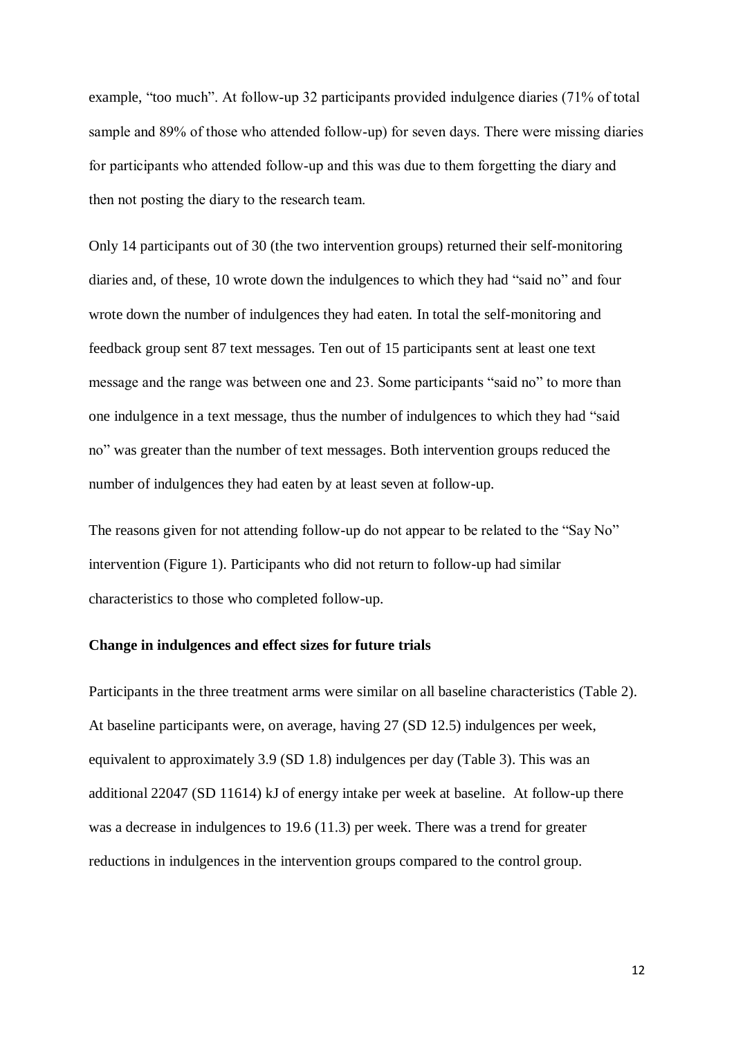example, "too much". At follow-up 32 participants provided indulgence diaries (71% of total sample and 89% of those who attended follow-up) for seven days. There were missing diaries for participants who attended follow-up and this was due to them forgetting the diary and then not posting the diary to the research team.

Only 14 participants out of 30 (the two intervention groups) returned their self-monitoring diaries and, of these, 10 wrote down the indulgences to which they had "said no" and four wrote down the number of indulgences they had eaten. In total the self-monitoring and feedback group sent 87 text messages. Ten out of 15 participants sent at least one text message and the range was between one and 23. Some participants "said no" to more than one indulgence in a text message, thus the number of indulgences to which they had "said no" was greater than the number of text messages. Both intervention groups reduced the number of indulgences they had eaten by at least seven at follow-up.

The reasons given for not attending follow-up do not appear to be related to the "Say No" intervention (Figure 1). Participants who did not return to follow-up had similar characteristics to those who completed follow-up.

**Change in indulgences and effect sizes for future trials**

Participants in the three treatment arms were similar on all baseline characteristics (Table 2). At baseline participants were, on average, having 27 (SD 12.5) indulgences per week, equivalent to approximately 3.9 (SD 1.8) indulgences per day (Table 3). This was an additional 22047 (SD 11614) kJ of energy intake per week at baseline. At follow-up there was a decrease in indulgences to 19.6 (11.3) per week. There was a trend for greater reductions in indulgences in the intervention groups compared to the control group.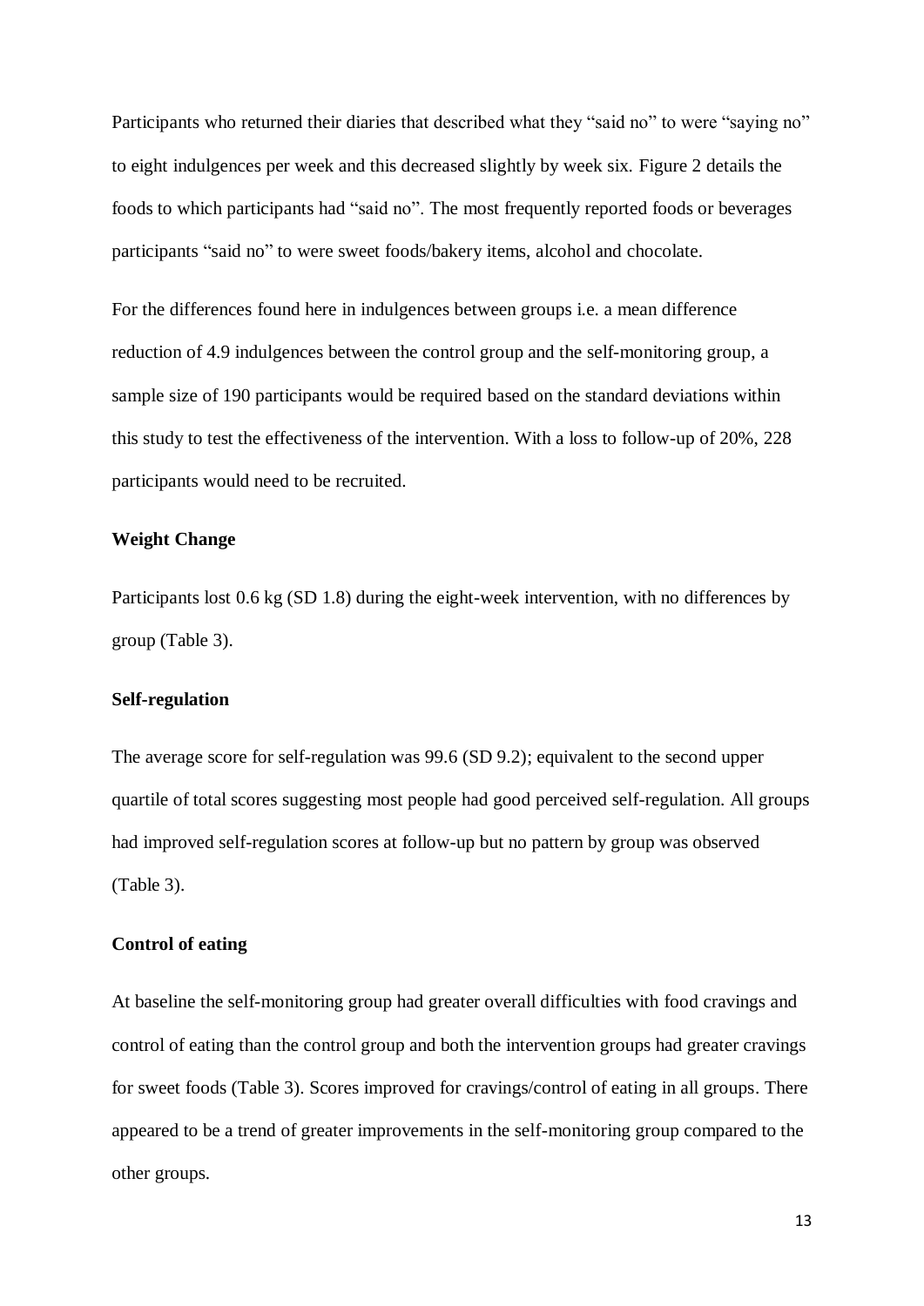Participants who returned their diaries that described what they "said no" to were "saying no" to eight indulgences per week and this decreased slightly by week six. Figure 2 details the foods to which participants had "said no". The most frequently reported foods or beverages participants "said no" to were sweet foods/bakery items, alcohol and chocolate.

For the differences found here in indulgences between groups i.e. a mean difference reduction of 4.9 indulgences between the control group and the self-monitoring group, a sample size of 190 participants would be required based on the standard deviations within this study to test the effectiveness of the intervention. With a loss to follow-up of 20%, 228 participants would need to be recruited.

**Weight Change**

Participants lost 0.6 kg (SD 1.8) during the eight-week intervention, with no differences by group (Table 3).

**Self-regulation**

The average score for self-regulation was 99.6 (SD 9.2); equivalent to the second upper quartile of total scores suggesting most people had good perceived self-regulation. All groups had improved self-regulation scores at follow-up but no pattern by group was observed (Table 3).

**Control of eating**

At baseline the self-monitoring group had greater overall difficulties with food cravings and control of eating than the control group and both the intervention groups had greater cravings for sweet foods (Table 3). Scores improved for cravings/control of eating in all groups. There appeared to be a trend of greater improvements in the self-monitoring group compared to the other groups.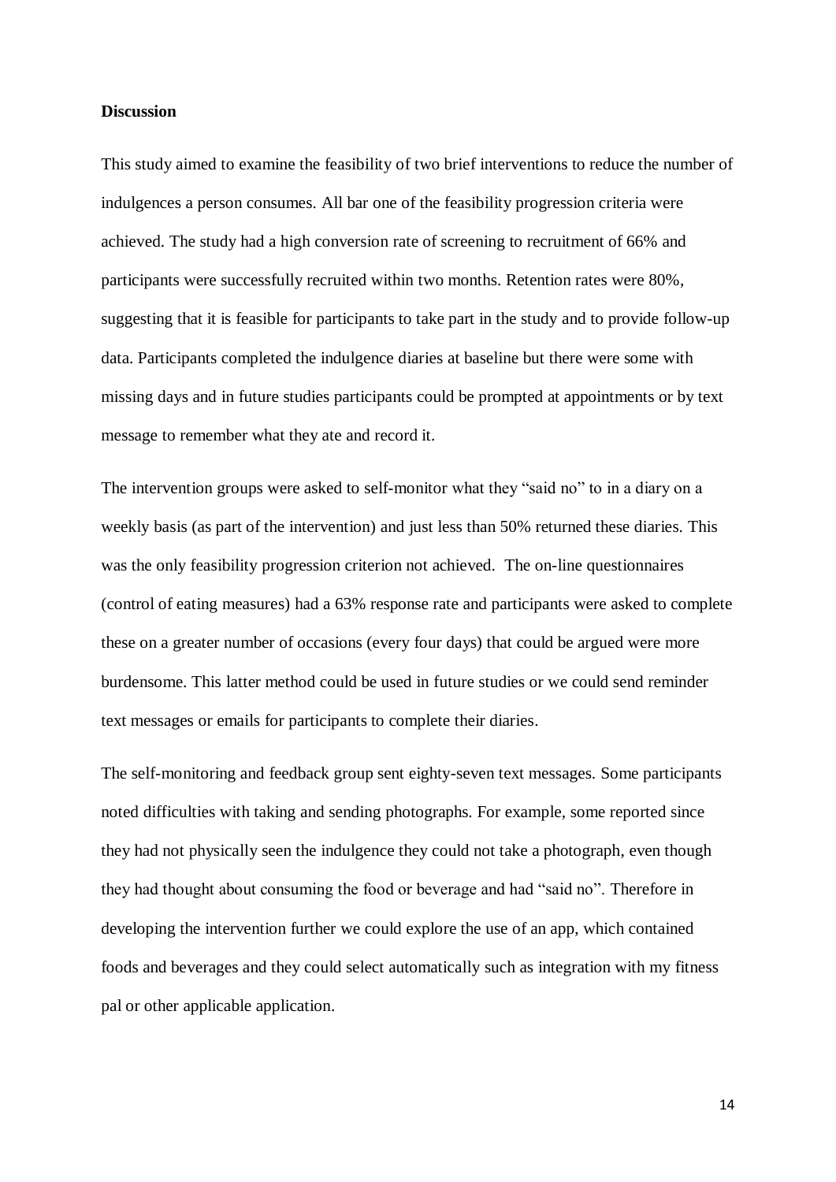**Discussion**

This study aimed to examine the feasibility of two brief interventions to reduce the number of indulgences a person consumes. All bar one of the feasibility progression criteria were achieved. The study had a high conversion rate of screening to recruitment of 66% and participants were successfully recruited within two months. Retention rates were 80%, suggesting that it is feasible for participants to take part in the study and to provide follow-up data. Participants completed the indulgence diaries at baseline but there were some with missing days and in future studies participants could be prompted at appointments or by text message to remember what they ate and record it.

The intervention groups were asked to self-monitor what they "said no" to in a diary on a weekly basis (as part of the intervention) and just less than 50% returned these diaries. This was the only feasibility progression criterion not achieved. The on-line questionnaires (control of eating measures) had a 63% response rate and participants were asked to complete these on a greater number of occasions (every four days) that could be argued were more burdensome. This latter method could be used in future studies or we could send reminder text messages or emails for participants to complete their diaries.

The self-monitoring and feedback group sent eighty-seven text messages. Some participants noted difficulties with taking and sending photographs. For example, some reported since they had not physically seen the indulgence they could not take a photograph, even though they had thought about consuming the food or beverage and had "said no". Therefore in developing the intervention further we could explore the use of an app, which contained foods and beverages and they could select automatically such as integration with my fitness pal or other applicable application.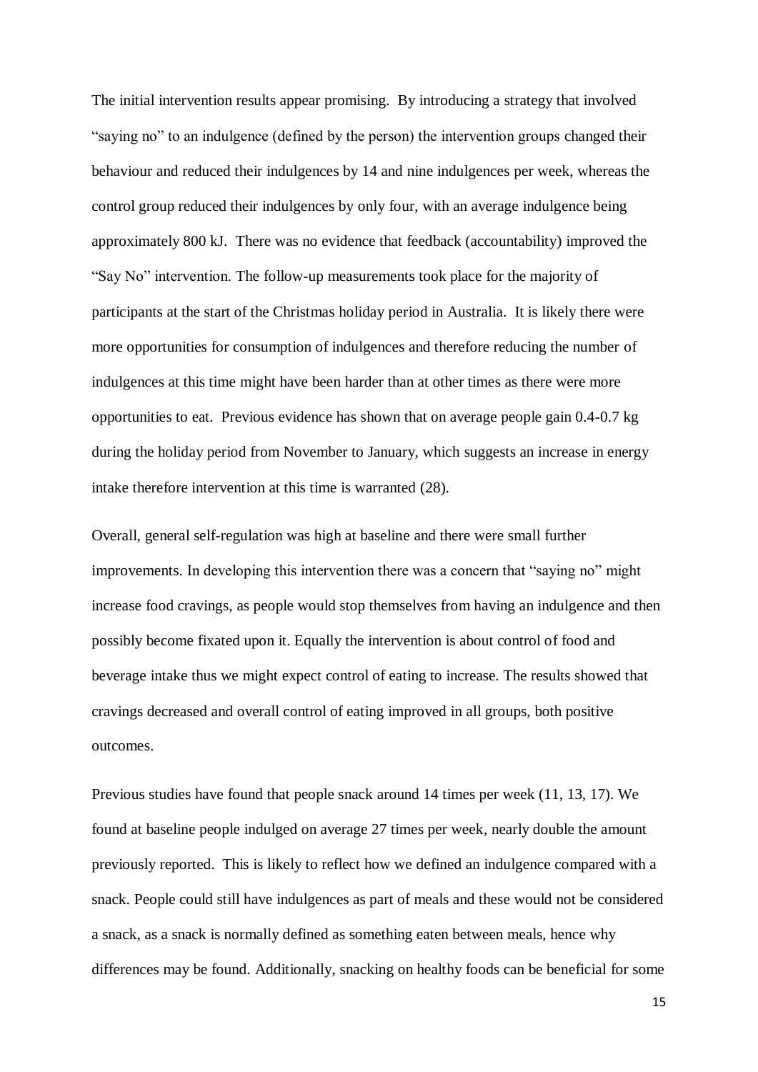The initial intervention results appear promising. By introducing a strategy that involved "saying no" to an indulgence (defined by the person) the intervention groups changed their behaviour and reduced their indulgences by 14 and nine indulgences per week, whereas the control group reduced their indulgences by only four, with an average indulgence being approximately 800 kJ. There was no evidence that feedback (accountability) improved the "Say No" intervention. The follow-up measurements took place for the majority of participants at the start of the Christmas holiday period in Australia. It is likely there were more opportunities for consumption of indulgences and therefore reducing the number of indulgences at this time might have been harder than at other times as there were more opportunities to eat. Previous evidence has shown that on average people gain 0.4-0.7 kg during the holiday period from November to January, which suggests an increase in energy intake therefore intervention at this time is warranted (28).

Overall, general self-regulation was high at baseline and there were small further improvements. In developing this intervention there was a concern that "saying no" might increase food cravings, as people would stop themselves from having an indulgence and then possibly become fixated upon it. Equally the intervention is about control of food and beverage intake thus we might expect control of eating to increase. The results showed that cravings decreased and overall control of eating improved in all groups, both positive outcomes.

Previous studies have found that people snack around 14 times per week (11, 13, 17). We found at baseline people indulged on average 27 times per week, nearly double the amount previously reported. This is likely to reflect how we defined an indulgence compared with a snack. People could still have indulgences as part of meals and these would not be considered a snack, as a snack is normally defined as something eaten between meals, hence why differences may be found. Additionally, snacking on healthy foods can be beneficial for some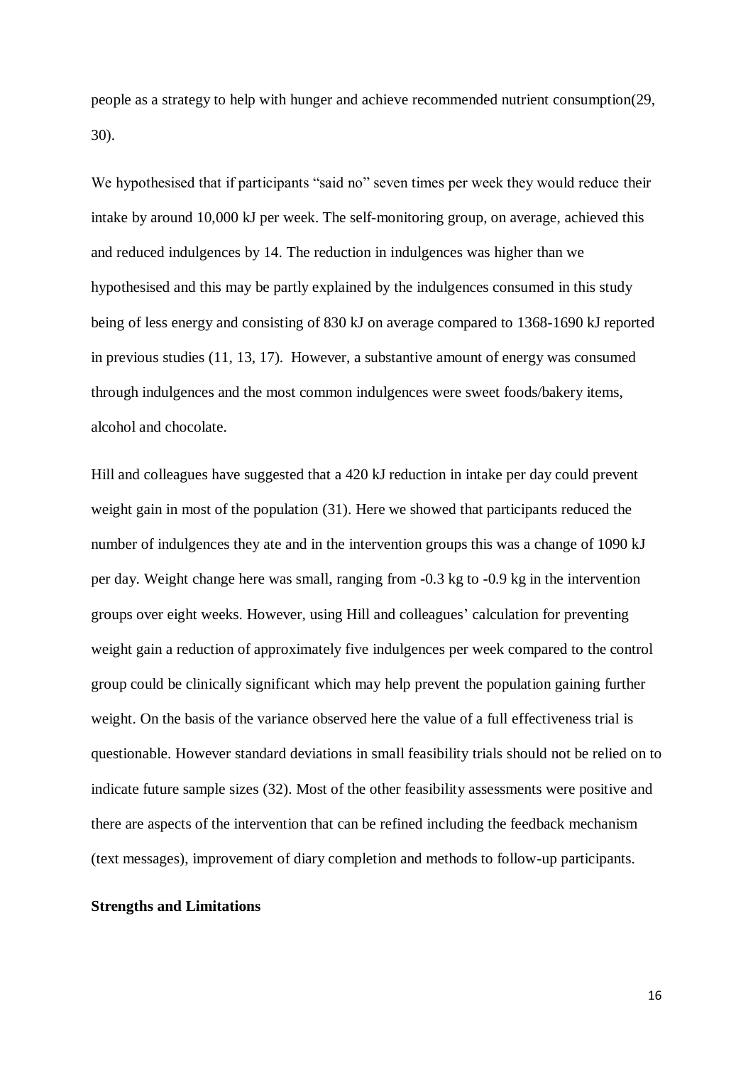people as a strategy to help with hunger and achieve recommended nutrient consumption(29, 30).

We hypothesised that if participants "said no" seven times per week they would reduce their intake by around 10,000 kJ per week. The self-monitoring group, on average, achieved this and reduced indulgences by 14. The reduction in indulgences was higher than we hypothesised and this may be partly explained by the indulgences consumed in this study being of less energy and consisting of 830 kJ on average compared to 1368-1690 kJ reported in previous studies (11, 13, 17). However, a substantive amount of energy was consumed through indulgences and the most common indulgences were sweet foods/bakery items, alcohol and chocolate.

Hill and colleagues have suggested that a 420 kJ reduction in intake per day could prevent weight gain in most of the population (31). Here we showed that participants reduced the number of indulgences they ate and in the intervention groups this was a change of 1090 kJ per day. Weight change here was small, ranging from -0.3 kg to -0.9 kg in the intervention groups over eight weeks. However, using Hill and colleagues' calculation for preventing weight gain a reduction of approximately five indulgences per week compared to the control group could be clinically significant which may help prevent the population gaining further weight. On the basis of the variance observed here the value of a full effectiveness trial is questionable. However standard deviations in small feasibility trials should not be relied on to indicate future sample sizes (32). Most of the other feasibility assessments were positive and there are aspects of the intervention that can be refined including the feedback mechanism (text messages), improvement of diary completion and methods to follow-up participants.

**Strengths and Limitations**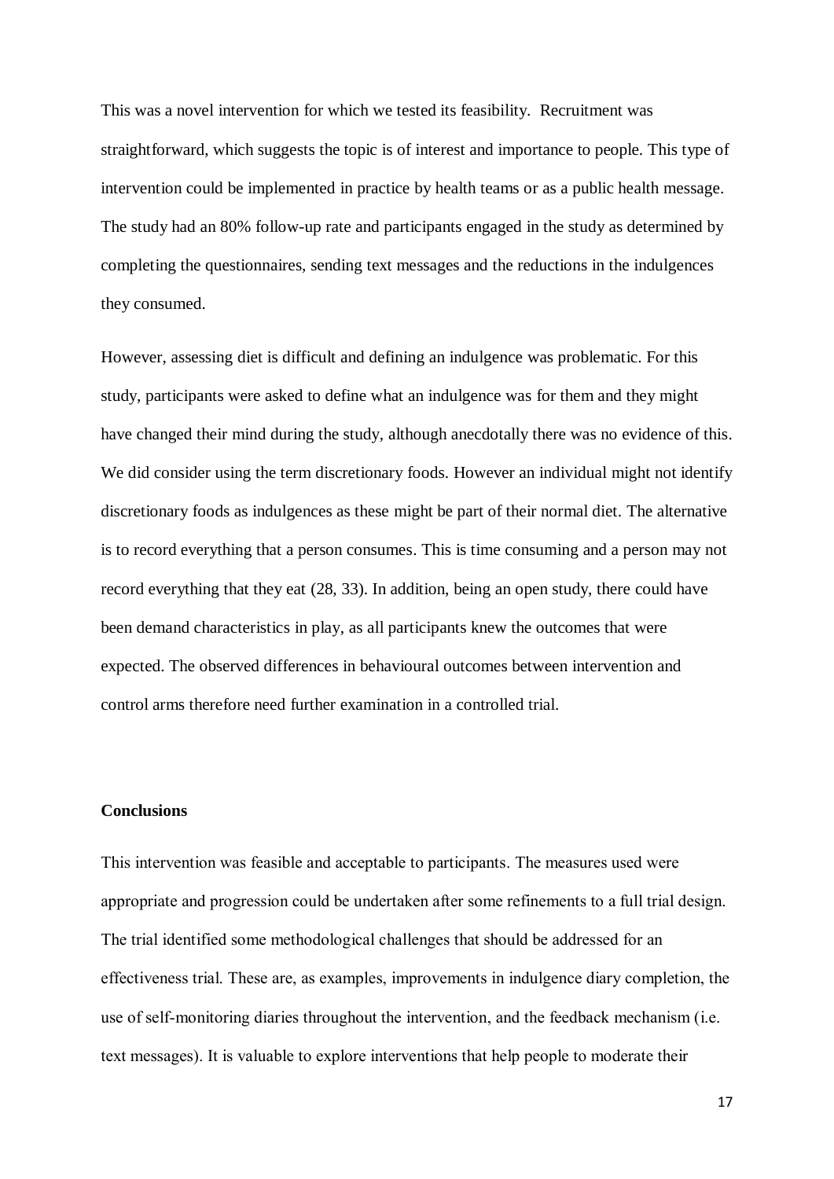This was a novel intervention for which we tested its feasibility. Recruitment was straightforward, which suggests the topic is of interest and importance to people. This type of intervention could be implemented in practice by health teams or as a public health message. The study had an 80% follow-up rate and participants engaged in the study as determined by completing the questionnaires, sending text messages and the reductions in the indulgences they consumed.

However, assessing diet is difficult and defining an indulgence was problematic. For this study, participants were asked to define what an indulgence was for them and they might have changed their mind during the study, although anecdotally there was no evidence of this. We did consider using the term discretionary foods. However an individual might not identify discretionary foods as indulgences as these might be part of their normal diet. The alternative is to record everything that a person consumes. This is time consuming and a person may not record everything that they eat (28, 33). In addition, being an open study, there could have been demand characteristics in play, as all participants knew the outcomes that were expected. The observed differences in behavioural outcomes between intervention and control arms therefore need further examination in a controlled trial.

**Conclusions**

This intervention was feasible and acceptable to participants. The measures used were appropriate and progression could be undertaken after some refinements to a full trial design. The trial identified some methodological challenges that should be addressed for an effectiveness trial. These are, as examples, improvements in indulgence diary completion, the use of self-monitoring diaries throughout the intervention, and the feedback mechanism (i.e. text messages). It is valuable to explore interventions that help people to moderate their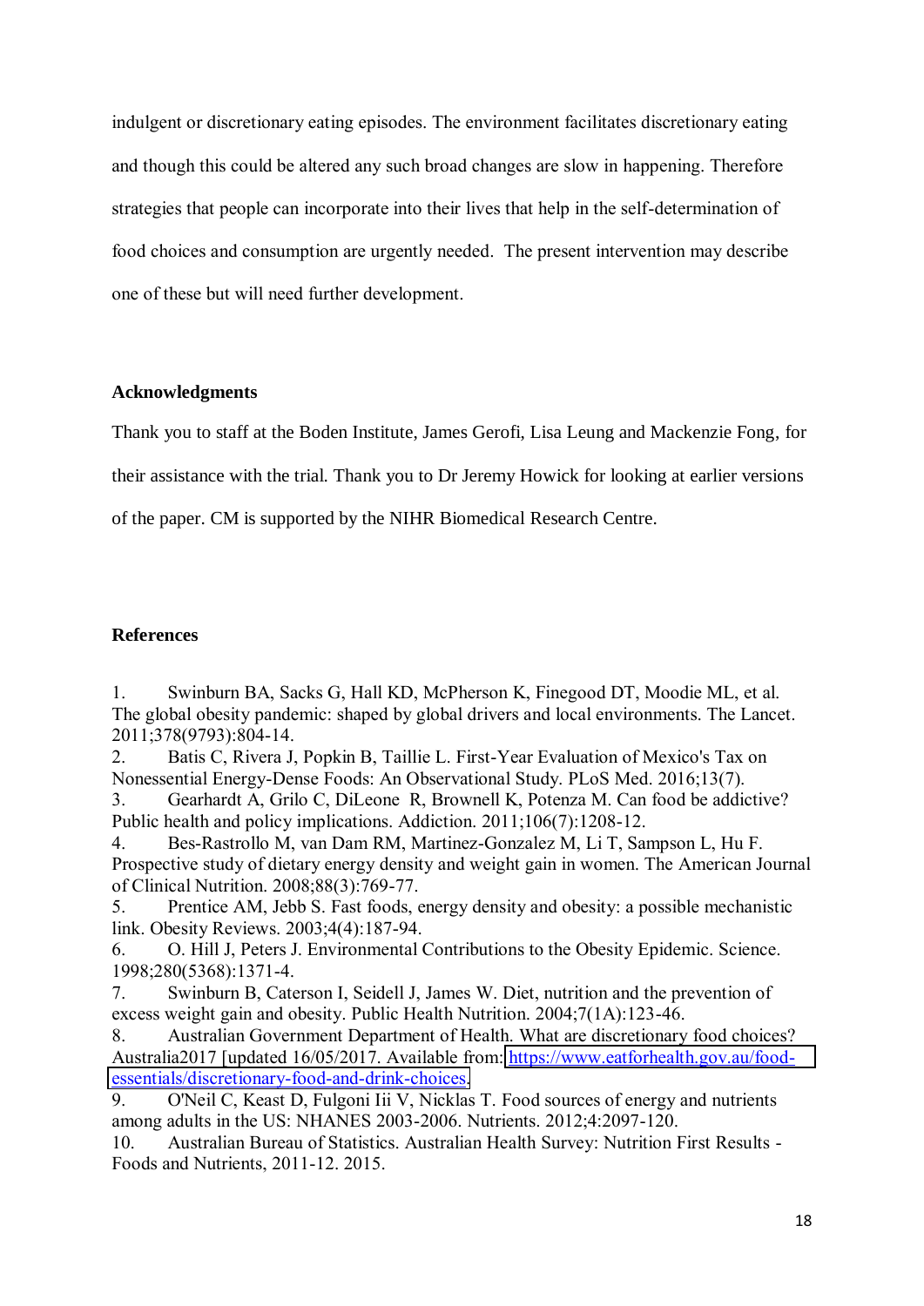indulgent or discretionary eating episodes. The environment facilitates discretionary eating and though this could be altered any such broad changes are slow in happening. Therefore strategies that people can incorporate into their lives that help in the self-determination of food choices and consumption are urgently needed. The present intervention may describe one of these but will need further development.

## Acknowledgments

Thank you to staff at the Boden Institute, James Gerofi, Lisa Leung and Mackenzie Fong, for their assistance with the trial. Thank you to Dr Jeremy Howick for looking at earlier versions of the paper. CM is supported by the NIHR Biomedical Research Centre.

## References

1. Swinburn BA, Sacks G, Hall KD, McPherson K, Finegood DT, Moodie ML, et al. The global obesity pandemic: shaped by global drivers and local environments. The Lancet. 2011;378(9793):804-14.
2. Batis C, Rivera J, Popkin B, Taillie L. First-Year Evaluation of Mexico's Tax on Nonessential Energy-Dense Foods: An Observational Study. PLoS Med. 2016;13(7).
3. Gearhardt A, Grilo C, DiLeone R, Brownell K, Potenza M. Can food be addictive? Public health and policy implications. Addiction. 2011;106(7):1208-12.
4. Bes-Rastrollo M, van Dam RM, Martinez-Gonzalez M, Li T, Sampson L, Hu F. Prospective study of dietary energy density and weight gain in women. The American Journal of Clinical Nutrition. 2008;88(3):769-77.
5. Prentice AM, Jebb S. Fast foods, energy density and obesity: a possible mechanistic link. Obesity Reviews. 2003;4(4):187-94.
6. O. Hill J, Peters J. Environmental Contributions to the Obesity Epidemic. Science. 1998;280(5368):1371-4.
7. Swinburn B, Caterson I, Seidell J, James W. Diet, nutrition and the prevention of excess weight gain and obesity. Public Health Nutrition. 2004;7(1A):123-46.
8. Australian Government Department of Health. What are discretionary food choices? Australia2017 [updated 16/05/2017. Available from: https://www.eatforhealth.gov.au/food-essentials/discretionary-food-and-drink-choices.
9. O'Neil C, Keast D, Fulgoni Iii V, Nicklas T. Food sources of energy and nutrients among adults in the US: NHANES 2003-2006. Nutrients. 2012;4:2097-120.
10. Australian Bureau of Statistics. Australian Health Survey: Nutrition First Results - Foods and Nutrients, 2011-12. 2015.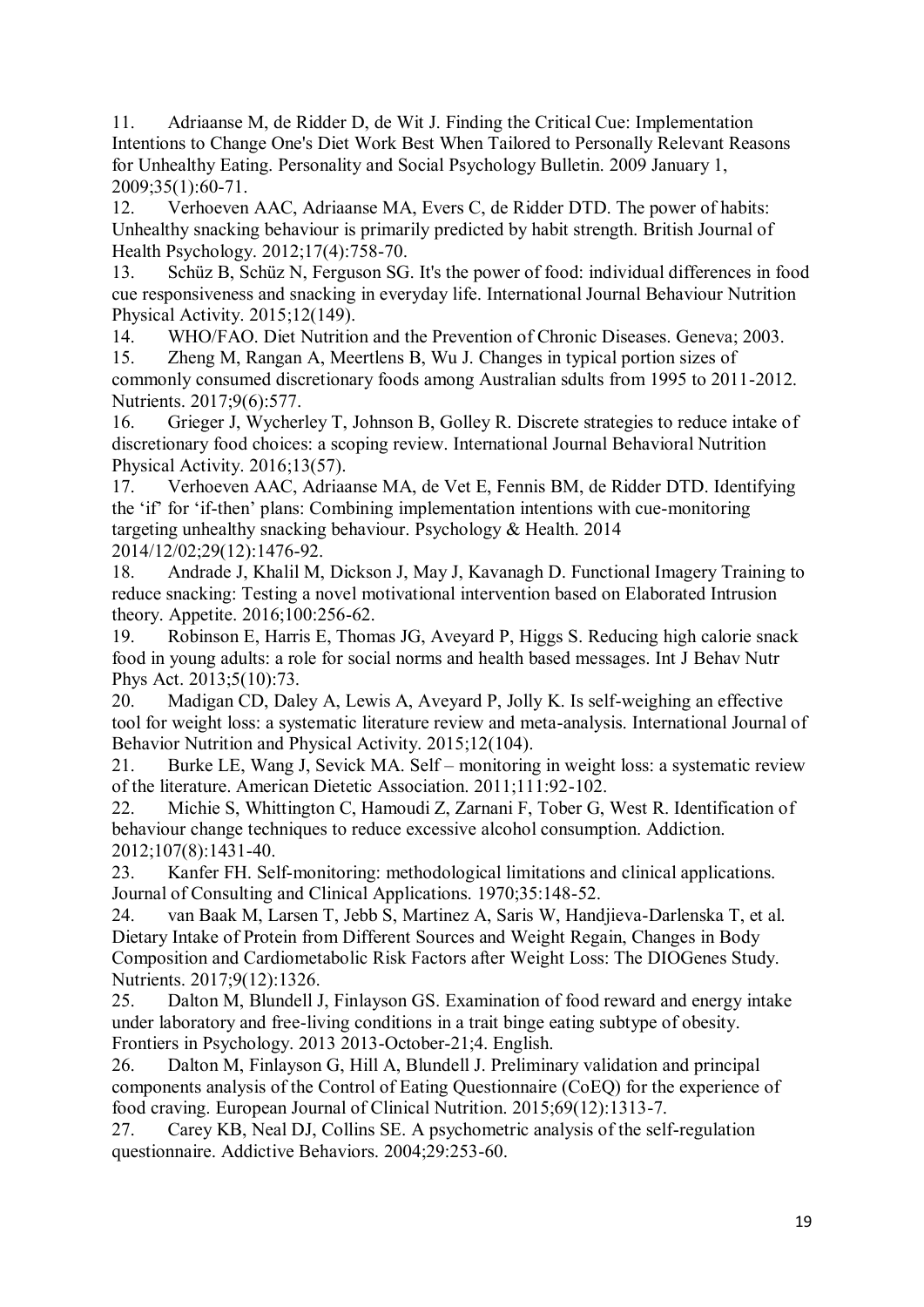11. Adriaanse M, de Ridder D, de Wit J. Finding the Critical Cue: Implementation Intentions to Change One's Diet Work Best When Tailored to Personally Relevant Reasons for Unhealthy Eating. Personality and Social Psychology Bulletin. 2009 January 1, 2009;35(1):60-71.
12. Verhoeven AAC, Adriaanse MA, Evers C, de Ridder DTD. The power of habits: Unhealthy snacking behaviour is primarily predicted by habit strength. British Journal of Health Psychology. 2012;17(4):758-70.
13. Schüz B, Schüz N, Ferguson SG. It's the power of food: individual differences in food cue responsiveness and snacking in everyday life. International Journal Behaviour Nutrition Physical Activity. 2015;12(149).
14. WHO/FAO. Diet Nutrition and the Prevention of Chronic Diseases. Geneva; 2003.
15. Zheng M, Rangan A, Meertlens B, Wu J. Changes in typical portion sizes of commonly consumed discretionary foods among Australian sdults from 1995 to 2011-2012. Nutrients. 2017;9(6):577.
16. Grieger J, Wycherley T, Johnson B, Golley R. Discrete strategies to reduce intake of discretionary food choices: a scoping review. International Journal Behavioral Nutrition Physical Activity. 2016;13(57).
17. Verhoeven AAC, Adriaanse MA, de Vet E, Fennis BM, de Ridder DTD. Identifying the 'if' for 'if-then' plans: Combining implementation intentions with cue-monitoring targeting unhealthy snacking behaviour. Psychology & Health. 2014 2014/12/02;29(12):1476-92.
18. Andrade J, Khalil M, Dickson J, May J, Kavanagh D. Functional Imagery Training to reduce snacking: Testing a novel motivational intervention based on Elaborated Intrusion theory. Appetite. 2016;100:256-62.
19. Robinson E, Harris E, Thomas JG, Aveyard P, Higgs S. Reducing high calorie snack food in young adults: a role for social norms and health based messages. Int J Behav Nutr Phys Act. 2013;5(10):73.
20. Madigan CD, Daley A, Lewis A, Aveyard P, Jolly K. Is self-weighing an effective tool for weight loss: a systematic literature review and meta-analysis. International Journal of Behavior Nutrition and Physical Activity. 2015;12(104).
21. Burke LE, Wang J, Sevick MA. Self – monitoring in weight loss: a systematic review of the literature. American Dietetic Association. 2011;111:92-102.
22. Michie S, Whittington C, Hamoudi Z, Zarnani F, Tober G, West R. Identification of behaviour change techniques to reduce excessive alcohol consumption. Addiction. 2012;107(8):1431-40.
23. Kanfer FH. Self-monitoring: methodological limitations and clinical applications. Journal of Consulting and Clinical Applications. 1970;35:148-52.
24. van Baak M, Larsen T, Jebb S, Martinez A, Saris W, Handjieva-Darlenska T, et al. Dietary Intake of Protein from Different Sources and Weight Regain, Changes in Body Composition and Cardiometabolic Risk Factors after Weight Loss: The DIOGenes Study. Nutrients. 2017;9(12):1326.
25. Dalton M, Blundell J, Finlayson GS. Examination of food reward and energy intake under laboratory and free-living conditions in a trait binge eating subtype of obesity. Frontiers in Psychology. 2013 2013-October-21;4. English.
26. Dalton M, Finlayson G, Hill A, Blundell J. Preliminary validation and principal components analysis of the Control of Eating Questionnaire (CoEQ) for the experience of food craving. European Journal of Clinical Nutrition. 2015;69(12):1313-7.
27. Carey KB, Neal DJ, Collins SE. A psychometric analysis of the self-regulation questionnaire. Addictive Behaviors. 2004;29:253-60.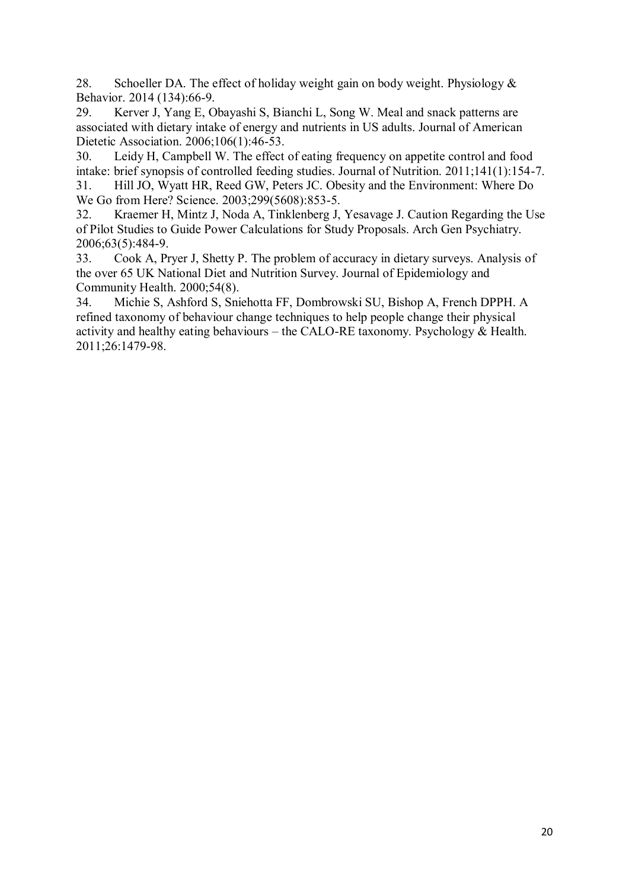28. Schoeller DA. The effect of holiday weight gain on body weight. Physiology & Behavior. 2014 (134):66-9.
29. Kerver J, Yang E, Obayashi S, Bianchi L, Song W. Meal and snack patterns are associated with dietary intake of energy and nutrients in US adults. Journal of American Dietetic Association. 2006;106(1):46-53.
30. Leidy H, Campbell W. The effect of eating frequency on appetite control and food intake: brief synopsis of controlled feeding studies. Journal of Nutrition. 2011;141(1):154-7.
31. Hill JO, Wyatt HR, Reed GW, Peters JC. Obesity and the Environment: Where Do We Go from Here? Science. 2003;299(5608):853-5.
32. Kraemer H, Mintz J, Noda A, Tinklenberg J, Yesavage J. Caution Regarding the Use of Pilot Studies to Guide Power Calculations for Study Proposals. Arch Gen Psychiatry. 2006;63(5):484-9.
33. Cook A, Pryer J, Shetty P. The problem of accuracy in dietary surveys. Analysis of the over 65 UK National Diet and Nutrition Survey. Journal of Epidemiology and Community Health. 2000;54(8).
34. Michie S, Ashford S, Sniehotta FF, Dombrowski SU, Bishop A, French DPPH. A refined taxonomy of behaviour change techniques to help people change their physical activity and healthy eating behaviours – the CALO-RE taxonomy. Psychology & Health. 2011;26:1479-98.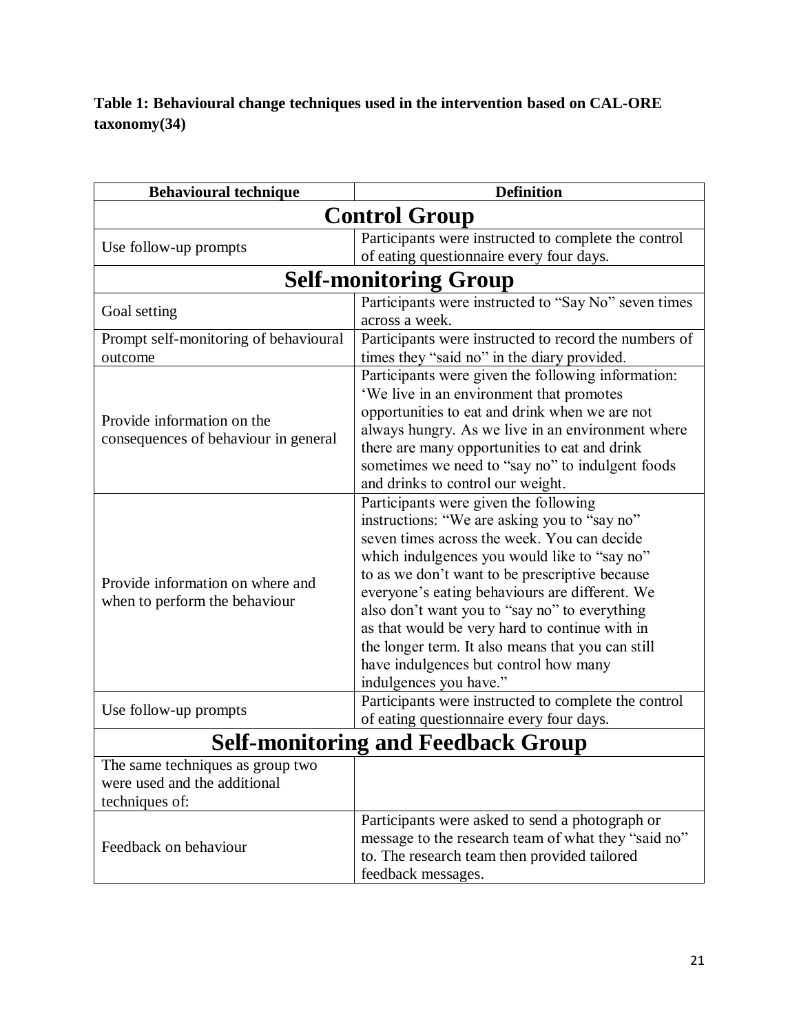**Table 1: Behavioural change techniques used in the intervention based on CAL-ORE taxonomy(34)**

| Behavioural technique | Definition |
|---|---|
| **Control Group** | |
| Use follow-up prompts | Participants were instructed to complete the control of eating questionnaire every four days. |
| **Self-monitoring Group** | |
| Goal setting | Participants were instructed to "Say No" seven times across a week. |
| Prompt self-monitoring of behavioural outcome | Participants were instructed to record the numbers of times they "said no" in the diary provided. |
| Provide information on the consequences of behaviour in general | Participants were given the following information: 'We live in an environment that promotes opportunities to eat and drink when we are not always hungry. As we live in an environment where there are many opportunities to eat and drink sometimes we need to "say no" to indulgent foods and drinks to control our weight. |
| Provide information on where and when to perform the behaviour | Participants were given the following instructions: "We are asking you to "say no" seven times across the week. You can decide which indulgences you would like to "say no" to as we don't want to be prescriptive because everyone's eating behaviours are different. We also don't want you to "say no" to everything as that would be very hard to continue with in the longer term. It also means that you can still have indulgences but control how many indulgences you have." |
| Use follow-up prompts | Participants were instructed to complete the control of eating questionnaire every four days. |
| **Self-monitoring and Feedback Group** | |
| The same techniques as group two were used and the additional techniques of: | |
| Feedback on behaviour | Participants were asked to send a photograph or message to the research team of what they "said no" to. The research team then provided tailored feedback messages. |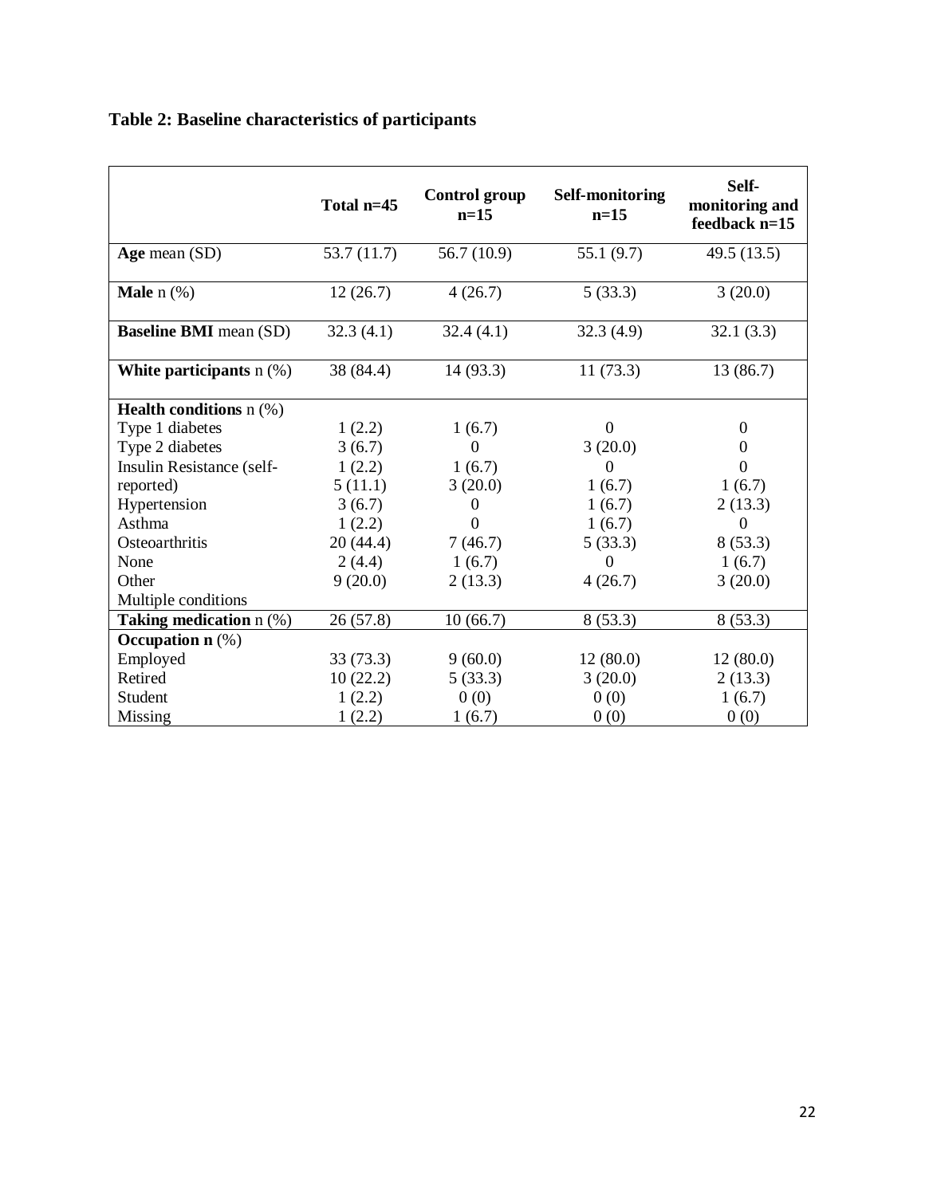**Table 2: Baseline characteristics of participants**

| | Total n=45 | Control group n=15 | Self-monitoring n=15 | Self-monitoring and feedback n=15 |
|---|---|---|---|---|
| **Age** mean (SD) | 53.7 (11.7) | 56.7 (10.9) | 55.1 (9.7) | 49.5 (13.5) |
| **Male** n (%) | 12 (26.7) | 4 (26.7) | 5 (33.3) | 3 (20.0) |
| **Baseline BMI** mean (SD) | 32.3 (4.1) | 32.4 (4.1) | 32.3 (4.9) | 32.1 (3.3) |
| **White participants** n (%) | 38 (84.4) | 14 (93.3) | 11 (73.3) | 13 (86.7) |
| **Health conditions** n (%) | | | | |
| Type 1 diabetes | 1 (2.2) | 1 (6.7) | 0 | 0 |
| Type 2 diabetes | 3 (6.7) | 0 | 3 (20.0) | 0 |
| Insulin Resistance (self-reported) | 1 (2.2) | 1 (6.7) | 0 | 0 |
| Hypertension | 5 (11.1) | 3 (20.0) | 1 (6.7) | 1 (6.7) |
| Asthma | 3 (6.7) | 0 | 1 (6.7) | 2 (13.3) |
| Osteoarthritis | 1 (2.2) | 0 | 1 (6.7) | 0 |
| None | 20 (44.4) | 7 (46.7) | 5 (33.3) | 8 (53.3) |
| Other | 2 (4.4) | 1 (6.7) | 0 | 1 (6.7) |
| Multiple conditions | 9 (20.0) | 2 (13.3) | 4 (26.7) | 3 (20.0) |
| **Taking medication** n (%) | 26 (57.8) | 10 (66.7) | 8 (53.3) | 8 (53.3) |
| **Occupation n** (%) | | | | |
| Employed | 33 (73.3) | 9 (60.0) | 12 (80.0) | 12 (80.0) |
| Retired | 10 (22.2) | 5 (33.3) | 3 (20.0) | 2 (13.3) |
| Student | 1 (2.2) | 0 (0) | 0 (0) | 1 (6.7) |
| Missing | 1 (2.2) | 1 (6.7) | 0 (0) | 0 (0) |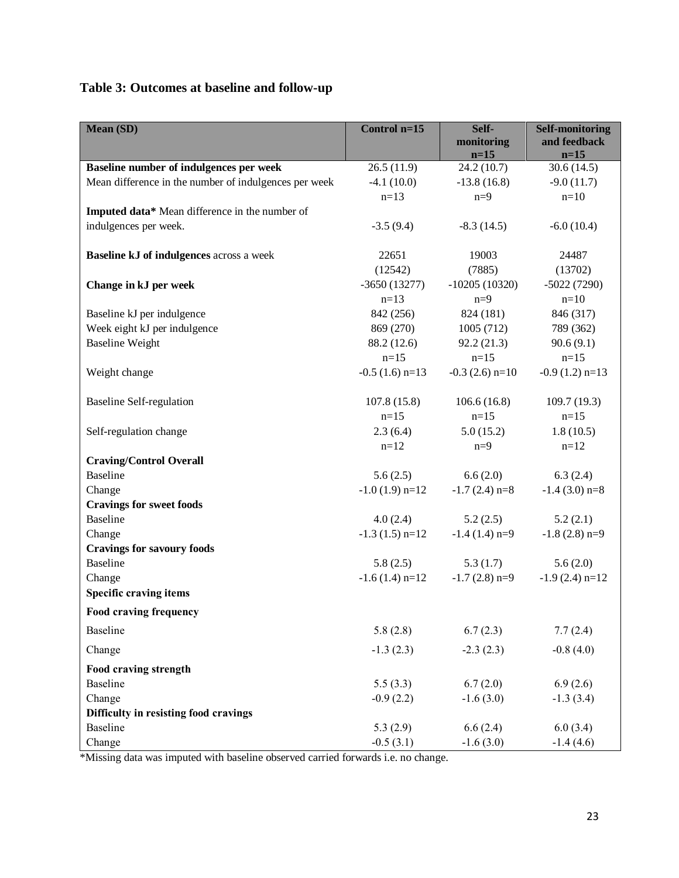## Table 3: Outcomes at baseline and follow-up

| Mean (SD) | Control n=15 | Self-monitoring n=15 | Self-monitoring and feedback n=15 |
|---|---|---|---|
| **Baseline number of indulgences per week** | 26.5 (11.9) | 24.2 (10.7) | 30.6 (14.5) |
| Mean difference in the number of indulgences per week | -4.1 (10.0) | -13.8 (16.8) | -9.0 (11.7) |
| | n=13 | n=9 | n=10 |
| **Imputed data*** Mean difference in the number of indulgences per week. | -3.5 (9.4) | -8.3 (14.5) | -6.0 (10.4) |
| **Baseline kJ of indulgences** across a week | 22651 (12542) | 19003 (7885) | 24487 (13702) |
| **Change in kJ per week** | -3650 (13277) | -10205 (10320) | -5022 (7290) |
| | n=13 | n=9 | n=10 |
| Baseline kJ per indulgence | 842 (256) | 824 (181) | 846 (317) |
| Week eight kJ per indulgence | 869 (270) | 1005 (712) | 789 (362) |
| Baseline Weight | 88.2 (12.6) | 92.2 (21.3) | 90.6 (9.1) |
| | n=15 | n=15 | n=15 |
| Weight change | -0.5 (1.6) n=13 | -0.3 (2.6) n=10 | -0.9 (1.2) n=13 |
| Baseline Self-regulation | 107.8 (15.8) | 106.6 (16.8) | 109.7 (19.3) |
| | n=15 | n=15 | n=15 |
| Self-regulation change | 2.3 (6.4) | 5.0 (15.2) | 1.8 (10.5) |
| | n=12 | n=9 | n=12 |
| **Craving/Control Overall** | | | |
| Baseline | 5.6 (2.5) | 6.6 (2.0) | 6.3 (2.4) |
| Change | -1.0 (1.9) n=12 | -1.7 (2.4) n=8 | -1.4 (3.0) n=8 |
| **Cravings for sweet foods** | | | |
| Baseline | 4.0 (2.4) | 5.2 (2.5) | 5.2 (2.1) |
| Change | -1.3 (1.5) n=12 | -1.4 (1.4) n=9 | -1.8 (2.8) n=9 |
| **Cravings for savoury foods** | | | |
| Baseline | 5.8 (2.5) | 5.3 (1.7) | 5.6 (2.0) |
| Change | -1.6 (1.4) n=12 | -1.7 (2.8) n=9 | -1.9 (2.4) n=12 |
| **Specific craving items** | | | |
| **Food craving frequency** | | | |
| Baseline | 5.8 (2.8) | 6.7 (2.3) | 7.7 (2.4) |
| Change | -1.3 (2.3) | -2.3 (2.3) | -0.8 (4.0) |
| **Food craving strength** | | | |
| Baseline | 5.5 (3.3) | 6.7 (2.0) | 6.9 (2.6) |
| Change | -0.9 (2.2) | -1.6 (3.0) | -1.3 (3.4) |
| **Difficulty in resisting food cravings** | | | |
| Baseline | 5.3 (2.9) | 6.6 (2.4) | 6.0 (3.4) |
| Change | -0.5 (3.1) | -1.6 (3.0) | -1.4 (4.6) |

*Missing data was imputed with baseline observed carried forwards i.e. no change.